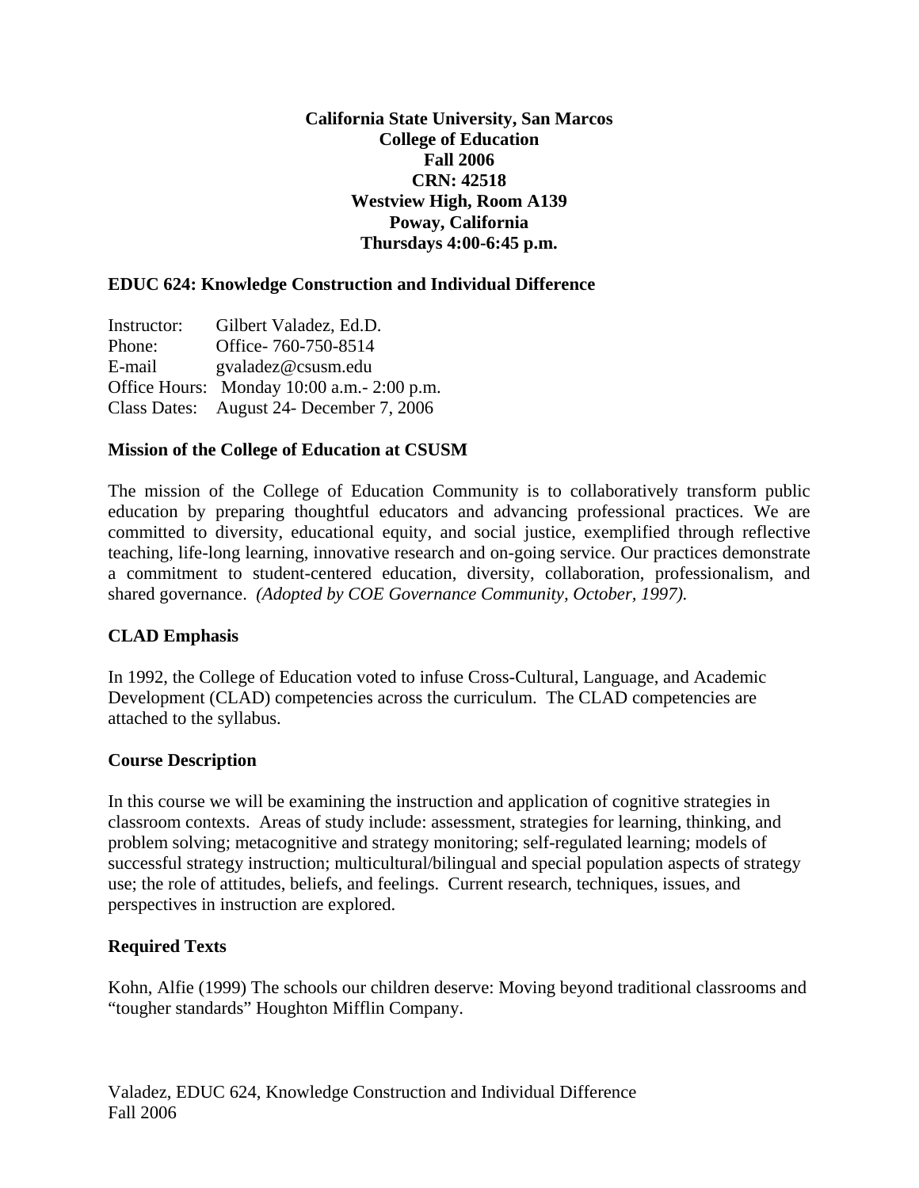**California State University, San Marcos**
**College of Education**
**Fall 2006**
**CRN: 42518**
**Westview High, Room A139**
**Poway, California**
**Thursdays 4:00-6:45 p.m.**

## EDUC 624: Knowledge Construction and Individual Difference

Instructor: Gilbert Valadez, Ed.D.
Phone: Office- 760-750-8514
E-mail gvaladez@csusm.edu
Office Hours: Monday 10:00 a.m.- 2:00 p.m.
Class Dates: August 24- December 7, 2006

### Mission of the College of Education at CSUSM

The mission of the College of Education Community is to collaboratively transform public education by preparing thoughtful educators and advancing professional practices. We are committed to diversity, educational equity, and social justice, exemplified through reflective teaching, life-long learning, innovative research and on-going service. Our practices demonstrate a commitment to student-centered education, diversity, collaboration, professionalism, and shared governance. *(Adopted by COE Governance Community, October, 1997).*

### CLAD Emphasis

In 1992, the College of Education voted to infuse Cross-Cultural, Language, and Academic Development (CLAD) competencies across the curriculum. The CLAD competencies are attached to the syllabus.

### Course Description

In this course we will be examining the instruction and application of cognitive strategies in classroom contexts. Areas of study include: assessment, strategies for learning, thinking, and problem solving; metacognitive and strategy monitoring; self-regulated learning; models of successful strategy instruction; multicultural/bilingual and special population aspects of strategy use; the role of attitudes, beliefs, and feelings. Current research, techniques, issues, and perspectives in instruction are explored.

### Required Texts

Kohn, Alfie (1999) The schools our children deserve: Moving beyond traditional classrooms and "tougher standards" Houghton Mifflin Company.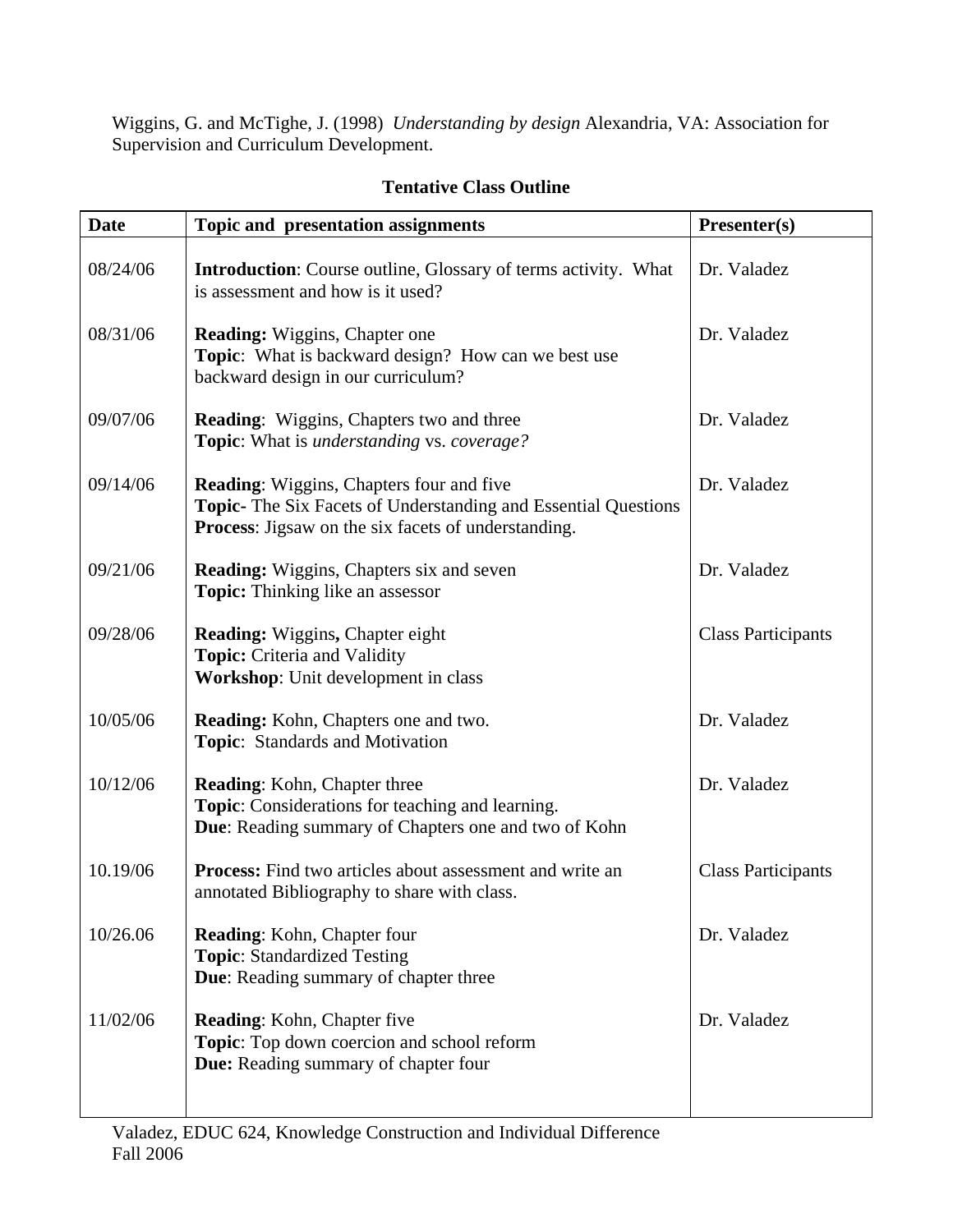Wiggins, G. and McTighe, J. (1998) *Understanding by design* Alexandria, VA: Association for Supervision and Curriculum Development.

**Tentative Class Outline**

| Date | Topic and presentation assignments | Presenter(s) |
|---|---|---|
| 08/24/06 | **Introduction**: Course outline, Glossary of terms activity. What is assessment and how is it used? | Dr. Valadez |
| 08/31/06 | **Reading:** Wiggins, Chapter one<br>**Topic**: What is backward design? How can we best use backward design in our curriculum? | Dr. Valadez |
| 09/07/06 | **Reading**: Wiggins, Chapters two and three<br>**Topic**: What is *understanding* vs. *coverage?* | Dr. Valadez |
| 09/14/06 | **Reading**: Wiggins, Chapters four and five<br>**Topic**- The Six Facets of Understanding and Essential Questions<br>**Process**: Jigsaw on the six facets of understanding. | Dr. Valadez |
| 09/21/06 | **Reading:** Wiggins, Chapters six and seven<br>**Topic:** Thinking like an assessor | Dr. Valadez |
| 09/28/06 | **Reading:** Wiggins**,** Chapter eight<br>**Topic:** Criteria and Validity<br>**Workshop**: Unit development in class | Class Participants |
| 10/05/06 | **Reading:** Kohn, Chapters one and two.<br>**Topic**: Standards and Motivation | Dr. Valadez |
| 10/12/06 | **Reading**: Kohn, Chapter three<br>**Topic**: Considerations for teaching and learning.<br>**Due**: Reading summary of Chapters one and two of Kohn | Dr. Valadez |
| 10.19/06 | **Process:** Find two articles about assessment and write an annotated Bibliography to share with class. | Class Participants |
| 10/26.06 | **Reading**: Kohn, Chapter four<br>**Topic**: Standardized Testing<br>**Due**: Reading summary of chapter three | Dr. Valadez |
| 11/02/06 | **Reading**: Kohn, Chapter five<br>**Topic**: Top down coercion and school reform<br>**Due:** Reading summary of chapter four | Dr. Valadez |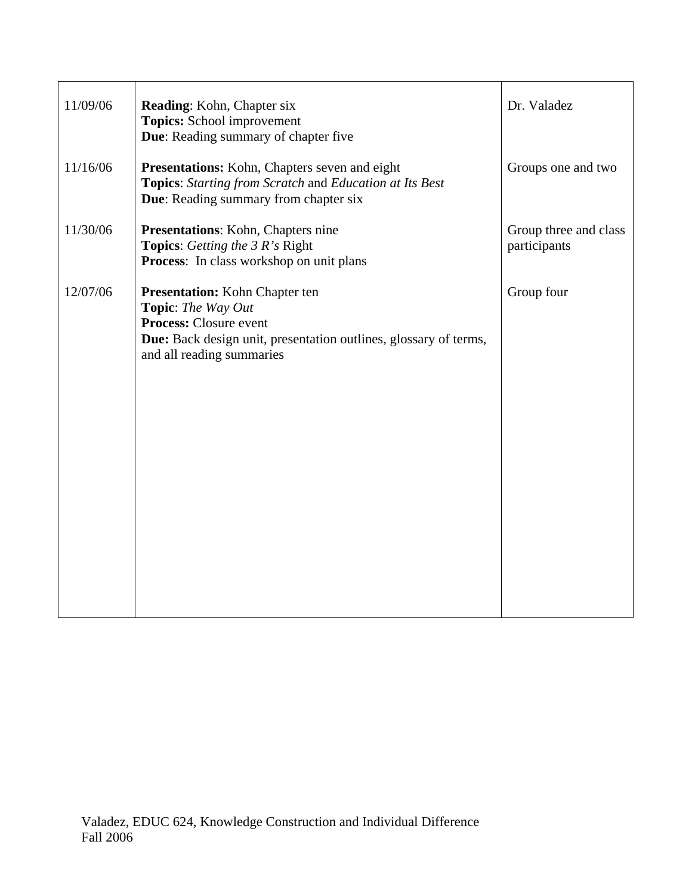| | | |
|---|---|---|
| 11/09/06 | **Reading**: Kohn, Chapter six<br>**Topics:** School improvement<br>**Due**: Reading summary of chapter five | Dr. Valadez |
| 11/16/06 | **Presentations:** Kohn, Chapters seven and eight<br>**Topics**: *Starting from Scratch* and *Education at Its Best*<br>**Due**: Reading summary from chapter six | Groups one and two |
| 11/30/06 | **Presentations**: Kohn, Chapters nine<br>**Topics**: *Getting the 3 R's* Right<br>**Process**: In class workshop on unit plans | Group three and class participants |
| 12/07/06 | **Presentation:** Kohn Chapter ten<br>**Topic**: *The Way Out*<br>**Process:** Closure event<br>**Due:** Back design unit, presentation outlines, glossary of terms, and all reading summaries | Group four |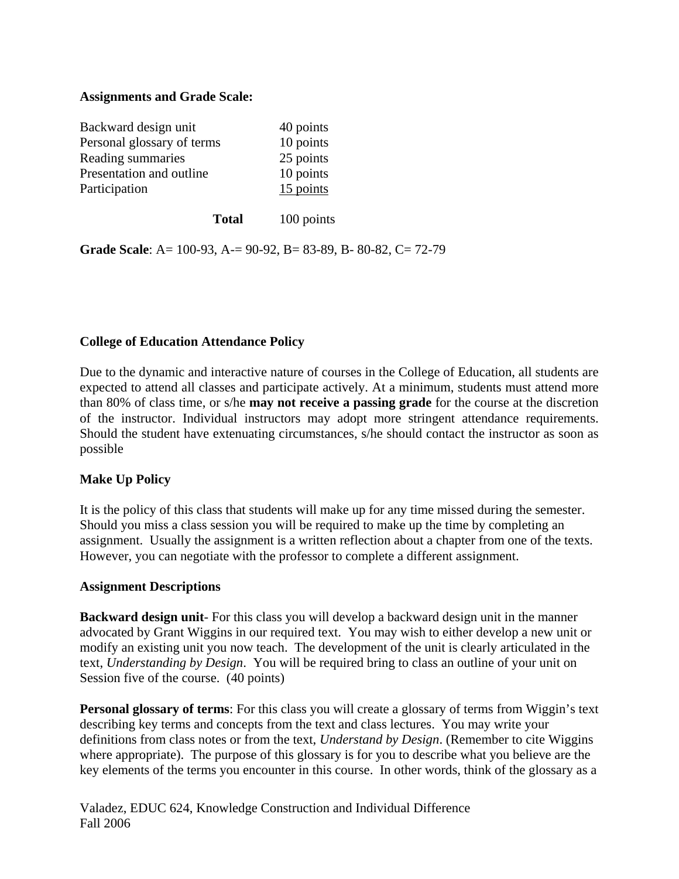**Assignments and Grade Scale:**

| | |
|---|---|
| Backward design unit | 40 points |
| Personal glossary of terms | 10 points |
| Reading summaries | 25 points |
| Presentation and outline | 10 points |
| Participation | 15 points |
| **Total** | 100 points |

**Grade Scale**: A= 100-93, A-= 90-92, B= 83-89, B- 80-82, C= 72-79

**College of Education Attendance Policy**

Due to the dynamic and interactive nature of courses in the College of Education, all students are expected to attend all classes and participate actively. At a minimum, students must attend more than 80% of class time, or s/he **may not receive a passing grade** for the course at the discretion of the instructor. Individual instructors may adopt more stringent attendance requirements. Should the student have extenuating circumstances, s/he should contact the instructor as soon as possible

**Make Up Policy**

It is the policy of this class that students will make up for any time missed during the semester. Should you miss a class session you will be required to make up the time by completing an assignment. Usually the assignment is a written reflection about a chapter from one of the texts. However, you can negotiate with the professor to complete a different assignment.

**Assignment Descriptions**

**Backward design unit**- For this class you will develop a backward design unit in the manner advocated by Grant Wiggins in our required text. You may wish to either develop a new unit or modify an existing unit you now teach. The development of the unit is clearly articulated in the text, *Understanding by Design*. You will be required bring to class an outline of your unit on Session five of the course. (40 points)

**Personal glossary of terms**: For this class you will create a glossary of terms from Wiggin's text describing key terms and concepts from the text and class lectures. You may write your definitions from class notes or from the text, *Understand by Design*. (Remember to cite Wiggins where appropriate). The purpose of this glossary is for you to describe what you believe are the key elements of the terms you encounter in this course. In other words, think of the glossary as a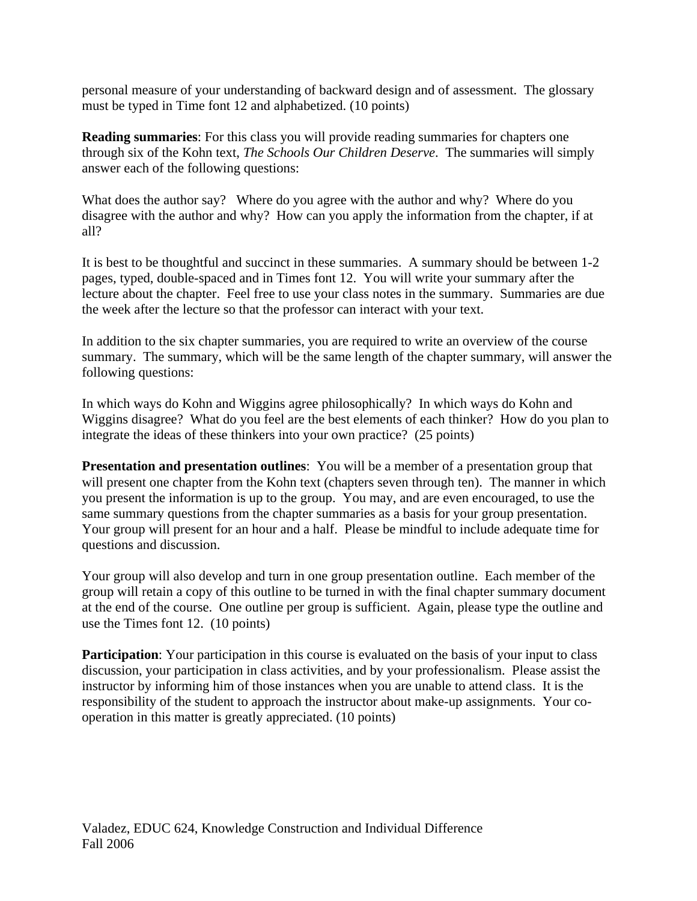personal measure of your understanding of backward design and of assessment. The glossary must be typed in Time font 12 and alphabetized. (10 points)

**Reading summaries**: For this class you will provide reading summaries for chapters one through six of the Kohn text, *The Schools Our Children Deserve*. The summaries will simply answer each of the following questions:

What does the author say? Where do you agree with the author and why? Where do you disagree with the author and why? How can you apply the information from the chapter, if at all?

It is best to be thoughtful and succinct in these summaries. A summary should be between 1-2 pages, typed, double-spaced and in Times font 12. You will write your summary after the lecture about the chapter. Feel free to use your class notes in the summary. Summaries are due the week after the lecture so that the professor can interact with your text.

In addition to the six chapter summaries, you are required to write an overview of the course summary. The summary, which will be the same length of the chapter summary, will answer the following questions:

In which ways do Kohn and Wiggins agree philosophically? In which ways do Kohn and Wiggins disagree? What do you feel are the best elements of each thinker? How do you plan to integrate the ideas of these thinkers into your own practice? (25 points)

**Presentation and presentation outlines**: You will be a member of a presentation group that will present one chapter from the Kohn text (chapters seven through ten). The manner in which you present the information is up to the group. You may, and are even encouraged, to use the same summary questions from the chapter summaries as a basis for your group presentation. Your group will present for an hour and a half. Please be mindful to include adequate time for questions and discussion.

Your group will also develop and turn in one group presentation outline. Each member of the group will retain a copy of this outline to be turned in with the final chapter summary document at the end of the course. One outline per group is sufficient. Again, please type the outline and use the Times font 12. (10 points)

**Participation**: Your participation in this course is evaluated on the basis of your input to class discussion, your participation in class activities, and by your professionalism. Please assist the instructor by informing him of those instances when you are unable to attend class. It is the responsibility of the student to approach the instructor about make-up assignments. Your co-operation in this matter is greatly appreciated. (10 points)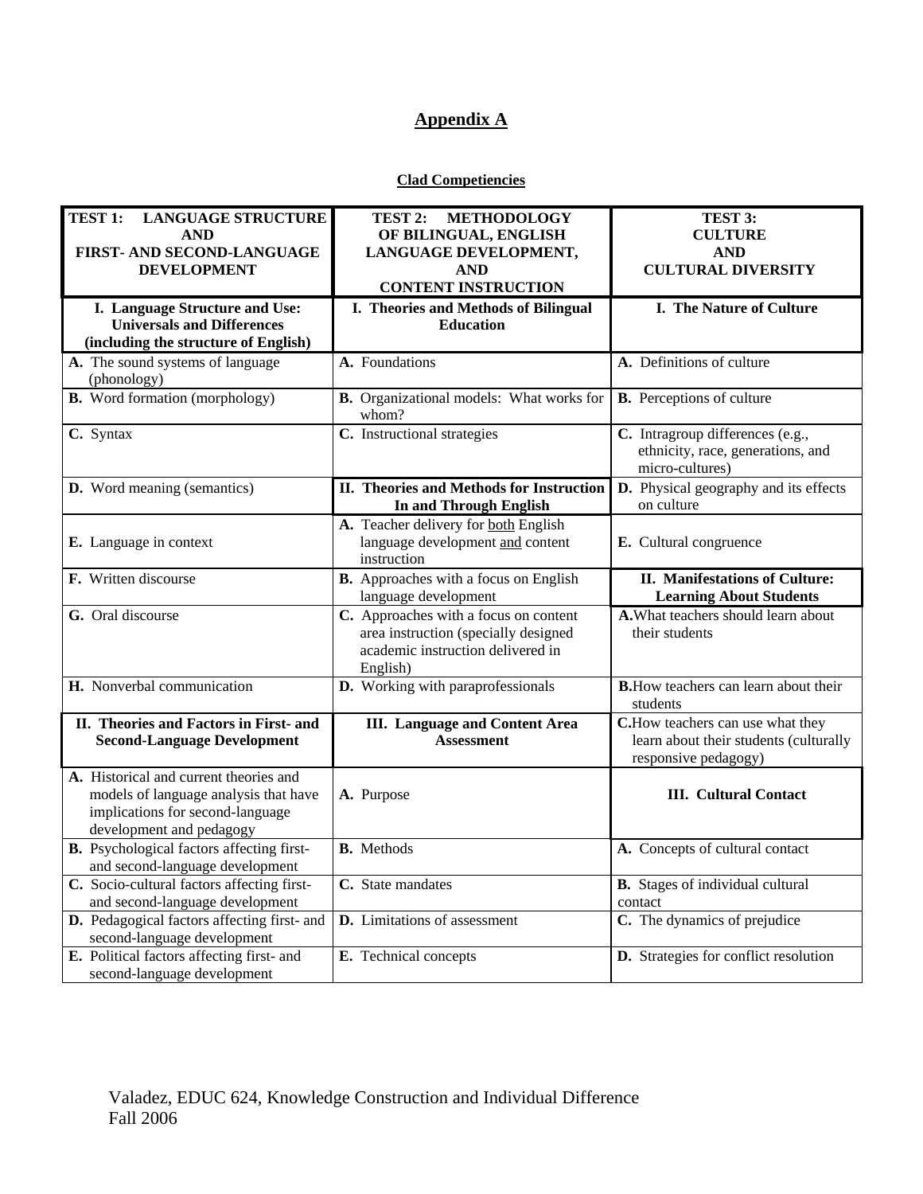## Appendix A

### Clad Competiencies

| **TEST 1: LANGUAGE STRUCTURE AND FIRST- AND SECOND-LANGUAGE DEVELOPMENT** | **TEST 2: METHODOLOGY OF BILINGUAL, ENGLISH LANGUAGE DEVELOPMENT, AND CONTENT INSTRUCTION** | **TEST 3: CULTURE AND CULTURAL DIVERSITY** |
|---|---|---|
| **I. Language Structure and Use: Universals and Differences (including the structure of English)** | **I. Theories and Methods of Bilingual Education** | **I. The Nature of Culture** |
| **A.** The sound systems of language (phonology) | **A.** Foundations | **A.** Definitions of culture |
| **B.** Word formation (morphology) | **B.** Organizational models: What works for whom? | **B.** Perceptions of culture |
| **C.** Syntax | **C.** Instructional strategies | **C.** Intragroup differences (e.g., ethnicity, race, generations, and micro-cultures) |
| **D.** Word meaning (semantics) | **II. Theories and Methods for Instruction In and Through English** | **D.** Physical geography and its effects on culture |
| **E.** Language in context | **A.** Teacher delivery for both English language development and content instruction | **E.** Cultural congruence |
| **F.** Written discourse | **B.** Approaches with a focus on English language development | **II. Manifestations of Culture: Learning About Students** |
| **G.** Oral discourse | **C.** Approaches with a focus on content area instruction (specially designed academic instruction delivered in English) | **A.** What teachers should learn about their students |
| **H.** Nonverbal communication | **D.** Working with paraprofessionals | **B.** How teachers can learn about their students |
| **II. Theories and Factors in First- and Second-Language Development** | **III. Language and Content Area Assessment** | **C.** How teachers can use what they learn about their students (culturally responsive pedagogy) |
| **A.** Historical and current theories and models of language analysis that have implications for second-language development and pedagogy | **A.** Purpose | **III. Cultural Contact** |
| **B.** Psychological factors affecting first- and second-language development | **B.** Methods | **A.** Concepts of cultural contact |
| **C.** Socio-cultural factors affecting first- and second-language development | **C.** State mandates | **B.** Stages of individual cultural contact |
| **D.** Pedagogical factors affecting first- and second-language development | **D.** Limitations of assessment | **C.** The dynamics of prejudice |
| **E.** Political factors affecting first- and second-language development | **E.** Technical concepts | **D.** Strategies for conflict resolution |